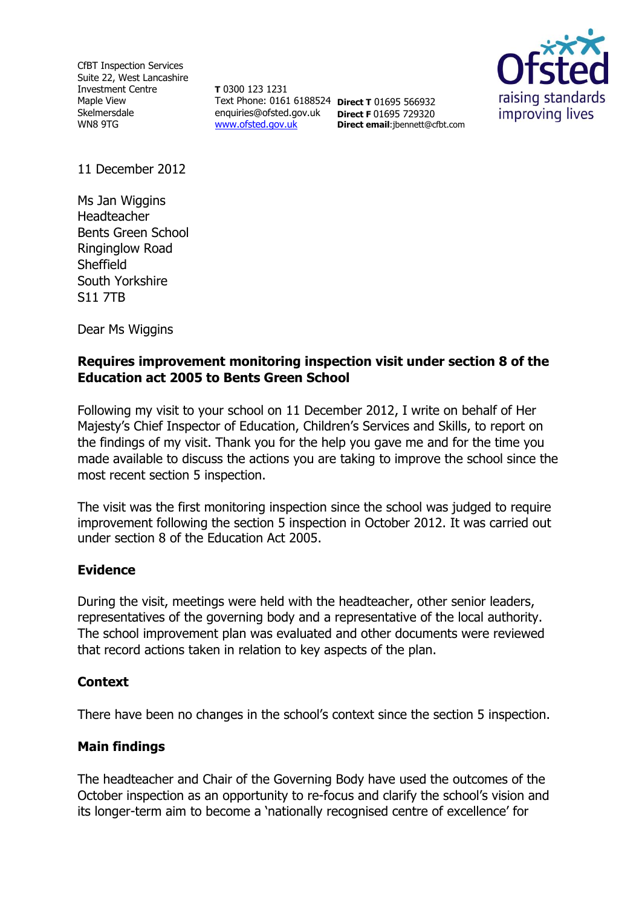CfBT Inspection Services
Suite 22, West Lancashire
Investment Centre
Maple View
Skelmersdale
WN8 9TG

**T** 0300 123 1231
Text Phone: 0161 6188524
enquiries@ofsted.gov.uk
www.ofsted.gov.uk

**Direct T** 01695 566932
**Direct F** 01695 729320
**Direct email**:jbennett@cfbt.com

Ofsted
raising standards
improving lives

11 December 2012

Ms Jan Wiggins
Headteacher
Bents Green School
Ringinglow Road
Sheffield
South Yorkshire
S11 7TB

Dear Ms Wiggins

**Requires improvement monitoring inspection visit under section 8 of the Education act 2005 to Bents Green School**

Following my visit to your school on 11 December 2012, I write on behalf of Her Majesty's Chief Inspector of Education, Children's Services and Skills, to report on the findings of my visit. Thank you for the help you gave me and for the time you made available to discuss the actions you are taking to improve the school since the most recent section 5 inspection.

The visit was the first monitoring inspection since the school was judged to require improvement following the section 5 inspection in October 2012. It was carried out under section 8 of the Education Act 2005.

## Evidence

During the visit, meetings were held with the headteacher, other senior leaders, representatives of the governing body and a representative of the local authority. The school improvement plan was evaluated and other documents were reviewed that record actions taken in relation to key aspects of the plan.

## Context

There have been no changes in the school's context since the section 5 inspection.

## Main findings

The headteacher and Chair of the Governing Body have used the outcomes of the October inspection as an opportunity to re-focus and clarify the school's vision and its longer-term aim to become a 'nationally recognised centre of excellence' for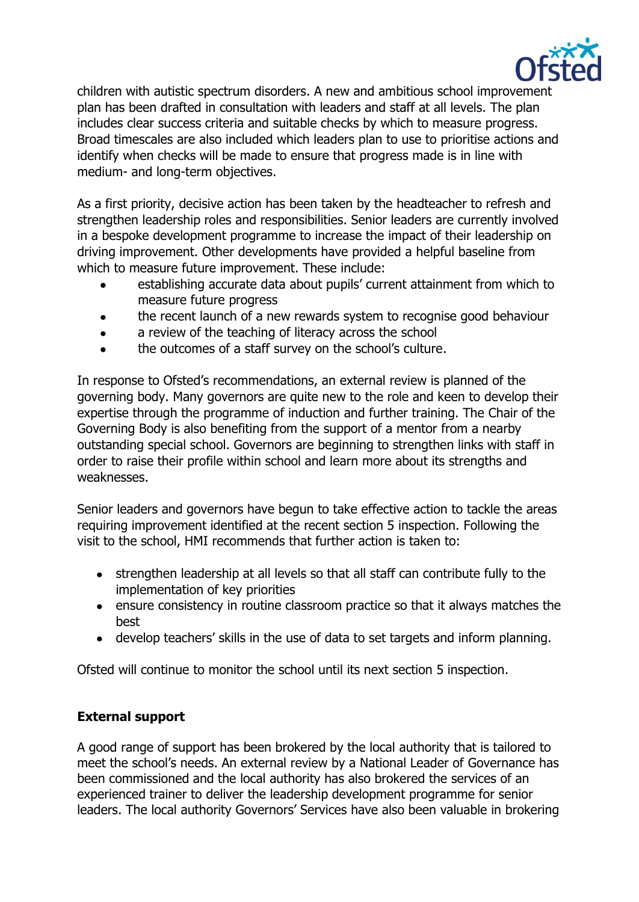children with autistic spectrum disorders. A new and ambitious school improvement plan has been drafted in consultation with leaders and staff at all levels. The plan includes clear success criteria and suitable checks by which to measure progress. Broad timescales are also included which leaders plan to use to prioritise actions and identify when checks will be made to ensure that progress made is in line with medium- and long-term objectives.

As a first priority, decisive action has been taken by the headteacher to refresh and strengthen leadership roles and responsibilities. Senior leaders are currently involved in a bespoke development programme to increase the impact of their leadership on driving improvement. Other developments have provided a helpful baseline from which to measure future improvement. These include:

- establishing accurate data about pupils' current attainment from which to measure future progress
- the recent launch of a new rewards system to recognise good behaviour
- a review of the teaching of literacy across the school
- the outcomes of a staff survey on the school's culture.

In response to Ofsted's recommendations, an external review is planned of the governing body. Many governors are quite new to the role and keen to develop their expertise through the programme of induction and further training. The Chair of the Governing Body is also benefiting from the support of a mentor from a nearby outstanding special school. Governors are beginning to strengthen links with staff in order to raise their profile within school and learn more about its strengths and weaknesses.

Senior leaders and governors have begun to take effective action to tackle the areas requiring improvement identified at the recent section 5 inspection. Following the visit to the school, HMI recommends that further action is taken to:

- strengthen leadership at all levels so that all staff can contribute fully to the implementation of key priorities
- ensure consistency in routine classroom practice so that it always matches the best
- develop teachers' skills in the use of data to set targets and inform planning.

Ofsted will continue to monitor the school until its next section 5 inspection.

## External support

A good range of support has been brokered by the local authority that is tailored to meet the school's needs. An external review by a National Leader of Governance has been commissioned and the local authority has also brokered the services of an experienced trainer to deliver the leadership development programme for senior leaders. The local authority Governors' Services have also been valuable in brokering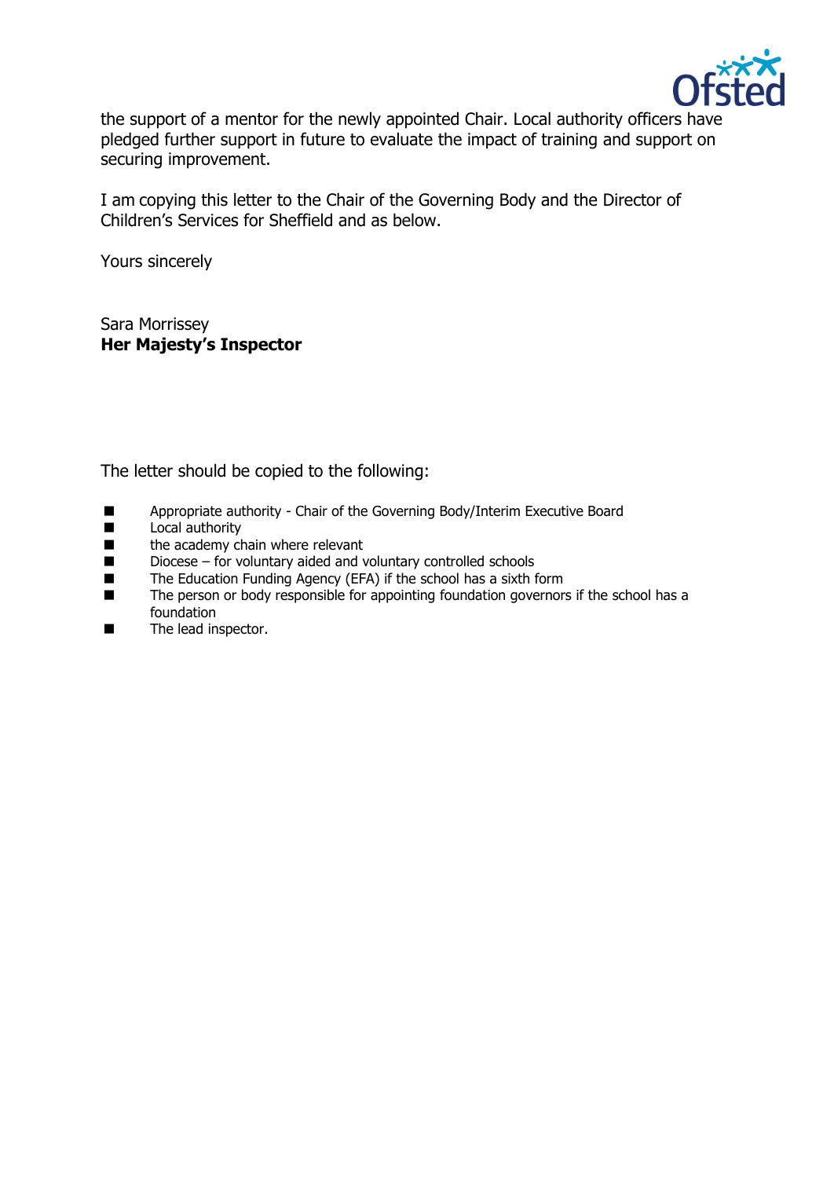the support of a mentor for the newly appointed Chair. Local authority officers have pledged further support in future to evaluate the impact of training and support on securing improvement.

I am copying this letter to the Chair of the Governing Body and the Director of Children's Services for Sheffield and as below.

Yours sincerely

Sara Morrissey
**Her Majesty's Inspector**

The letter should be copied to the following:

- Appropriate authority - Chair of the Governing Body/Interim Executive Board
- Local authority
- the academy chain where relevant
- Diocese – for voluntary aided and voluntary controlled schools
- The Education Funding Agency (EFA) if the school has a sixth form
- The person or body responsible for appointing foundation governors if the school has a foundation
- The lead inspector.